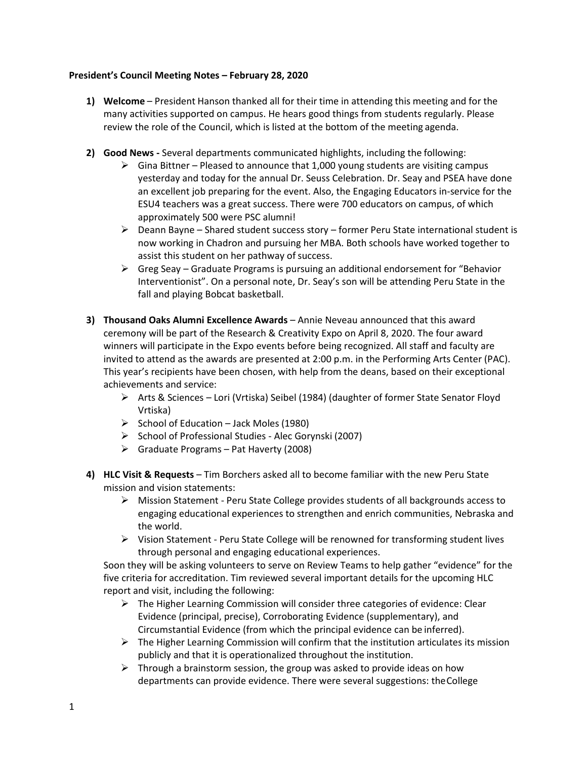**President's Council Meeting Notes – February 28, 2020**

1) **Welcome** – President Hanson thanked all for their time in attending this meeting and for the many activities supported on campus. He hears good things from students regularly. Please review the role of the Council, which is listed at the bottom of the meeting agenda.

2) **Good News -** Several departments communicated highlights, including the following:
   - Gina Bittner – Pleased to announce that 1,000 young students are visiting campus yesterday and today for the annual Dr. Seuss Celebration. Dr. Seay and PSEA have done an excellent job preparing for the event. Also, the Engaging Educators in-service for the ESU4 teachers was a great success. There were 700 educators on campus, of which approximately 500 were PSC alumni!
   - Deann Bayne – Shared student success story – former Peru State international student is now working in Chadron and pursuing her MBA. Both schools have worked together to assist this student on her pathway of success.
   - Greg Seay – Graduate Programs is pursuing an additional endorsement for "Behavior Interventionist". On a personal note, Dr. Seay's son will be attending Peru State in the fall and playing Bobcat basketball.

3) **Thousand Oaks Alumni Excellence Awards** – Annie Neveau announced that this award ceremony will be part of the Research & Creativity Expo on April 8, 2020. The four award winners will participate in the Expo events before being recognized. All staff and faculty are invited to attend as the awards are presented at 2:00 p.m. in the Performing Arts Center (PAC). This year's recipients have been chosen, with help from the deans, based on their exceptional achievements and service:
   - Arts & Sciences – Lori (Vrtiska) Seibel (1984) (daughter of former State Senator Floyd Vrtiska)
   - School of Education – Jack Moles (1980)
   - School of Professional Studies - Alec Gorynski (2007)
   - Graduate Programs – Pat Haverty (2008)

4) **HLC Visit & Requests** – Tim Borchers asked all to become familiar with the new Peru State mission and vision statements:
   - Mission Statement - Peru State College provides students of all backgrounds access to engaging educational experiences to strengthen and enrich communities, Nebraska and the world.
   - Vision Statement - Peru State College will be renowned for transforming student lives through personal and engaging educational experiences.

   Soon they will be asking volunteers to serve on Review Teams to help gather "evidence" for the five criteria for accreditation. Tim reviewed several important details for the upcoming HLC report and visit, including the following:
   - The Higher Learning Commission will consider three categories of evidence: Clear Evidence (principal, precise), Corroborating Evidence (supplementary), and Circumstantial Evidence (from which the principal evidence can be inferred).
   - The Higher Learning Commission will confirm that the institution articulates its mission publicly and that it is operationalized throughout the institution.
   - Through a brainstorm session, the group was asked to provide ideas on how departments can provide evidence. There were several suggestions: the College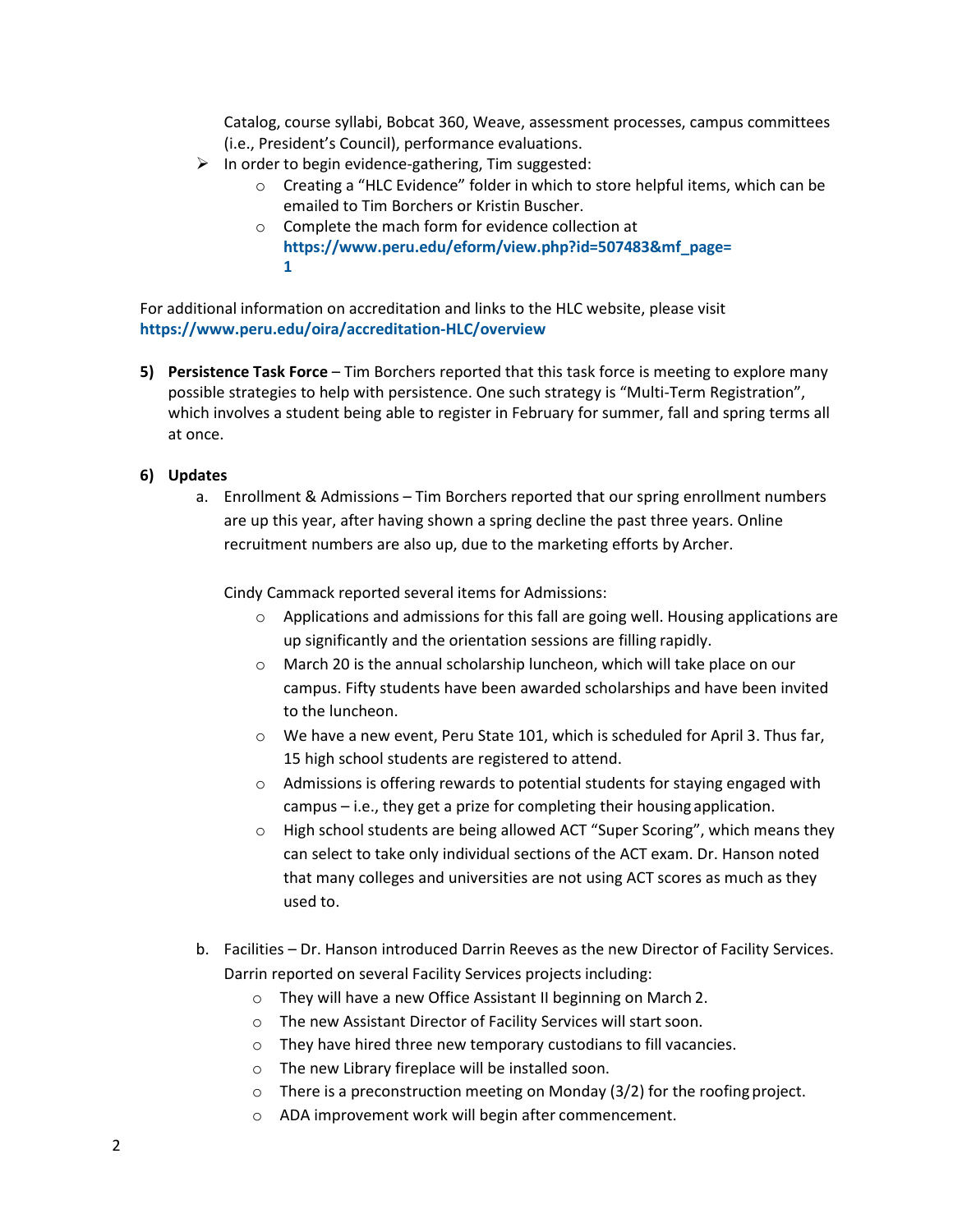Catalog, course syllabi, Bobcat 360, Weave, assessment processes, campus committees (i.e., President's Council), performance evaluations.

- In order to begin evidence-gathering, Tim suggested:
  - Creating a "HLC Evidence" folder in which to store helpful items, which can be emailed to Tim Borchers or Kristin Buscher.
  - Complete the mach form for evidence collection at **https://www.peru.edu/eform/view.php?id=507483&mf_page=1**

For additional information on accreditation and links to the HLC website, please visit **https://www.peru.edu/oira/accreditation-HLC/overview**

5) **Persistence Task Force** – Tim Borchers reported that this task force is meeting to explore many possible strategies to help with persistence. One such strategy is "Multi-Term Registration", which involves a student being able to register in February for summer, fall and spring terms all at once.

6) **Updates**

   a. Enrollment & Admissions – Tim Borchers reported that our spring enrollment numbers are up this year, after having shown a spring decline the past three years. Online recruitment numbers are also up, due to the marketing efforts by Archer.

      Cindy Cammack reported several items for Admissions:
      - Applications and admissions for this fall are going well. Housing applications are up significantly and the orientation sessions are filling rapidly.
      - March 20 is the annual scholarship luncheon, which will take place on our campus. Fifty students have been awarded scholarships and have been invited to the luncheon.
      - We have a new event, Peru State 101, which is scheduled for April 3. Thus far, 15 high school students are registered to attend.
      - Admissions is offering rewards to potential students for staying engaged with campus – i.e., they get a prize for completing their housing application.
      - High school students are being allowed ACT "Super Scoring", which means they can select to take only individual sections of the ACT exam. Dr. Hanson noted that many colleges and universities are not using ACT scores as much as they used to.

   b. Facilities – Dr. Hanson introduced Darrin Reeves as the new Director of Facility Services. Darrin reported on several Facility Services projects including:
      - They will have a new Office Assistant II beginning on March 2.
      - The new Assistant Director of Facility Services will start soon.
      - They have hired three new temporary custodians to fill vacancies.
      - The new Library fireplace will be installed soon.
      - There is a preconstruction meeting on Monday (3/2) for the roofing project.
      - ADA improvement work will begin after commencement.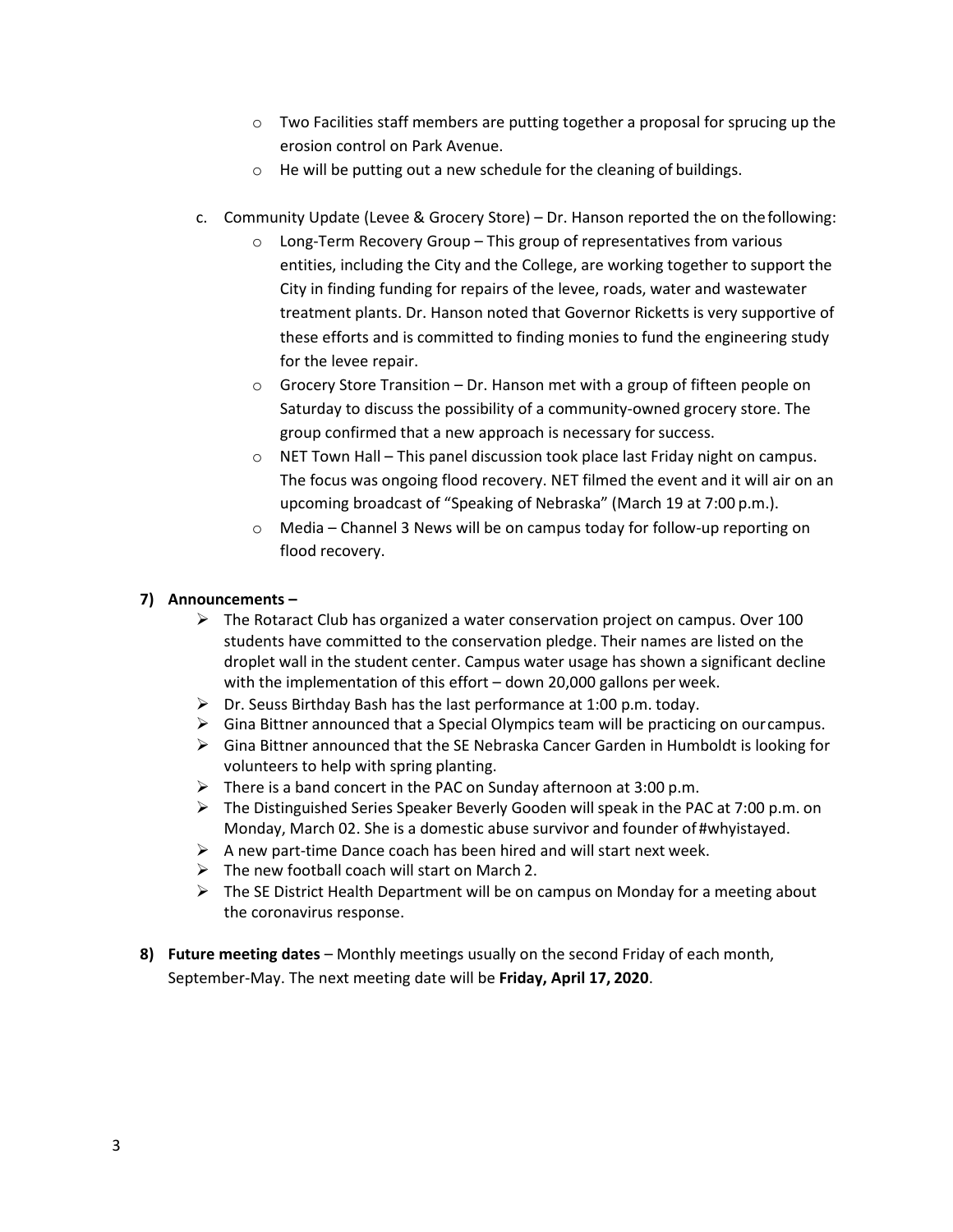- Two Facilities staff members are putting together a proposal for sprucing up the erosion control on Park Avenue.
- He will be putting out a new schedule for the cleaning of buildings.

c. Community Update (Levee & Grocery Store) – Dr. Hanson reported the on the following:

- Long-Term Recovery Group – This group of representatives from various entities, including the City and the College, are working together to support the City in finding funding for repairs of the levee, roads, water and wastewater treatment plants. Dr. Hanson noted that Governor Ricketts is very supportive of these efforts and is committed to finding monies to fund the engineering study for the levee repair.
- Grocery Store Transition – Dr. Hanson met with a group of fifteen people on Saturday to discuss the possibility of a community-owned grocery store. The group confirmed that a new approach is necessary for success.
- NET Town Hall – This panel discussion took place last Friday night on campus. The focus was ongoing flood recovery. NET filmed the event and it will air on an upcoming broadcast of "Speaking of Nebraska" (March 19 at 7:00 p.m.).
- Media – Channel 3 News will be on campus today for follow-up reporting on flood recovery.

**7) Announcements –**

- The Rotaract Club has organized a water conservation project on campus. Over 100 students have committed to the conservation pledge. Their names are listed on the droplet wall in the student center. Campus water usage has shown a significant decline with the implementation of this effort – down 20,000 gallons per week.
- Dr. Seuss Birthday Bash has the last performance at 1:00 p.m. today.
- Gina Bittner announced that a Special Olympics team will be practicing on our campus.
- Gina Bittner announced that the SE Nebraska Cancer Garden in Humboldt is looking for volunteers to help with spring planting.
- There is a band concert in the PAC on Sunday afternoon at 3:00 p.m.
- The Distinguished Series Speaker Beverly Gooden will speak in the PAC at 7:00 p.m. on Monday, March 02. She is a domestic abuse survivor and founder of #whyistayed.
- A new part-time Dance coach has been hired and will start next week.
- The new football coach will start on March 2.
- The SE District Health Department will be on campus on Monday for a meeting about the coronavirus response.

**8) Future meeting dates** – Monthly meetings usually on the second Friday of each month, September-May. The next meeting date will be **Friday, April 17, 2020**.